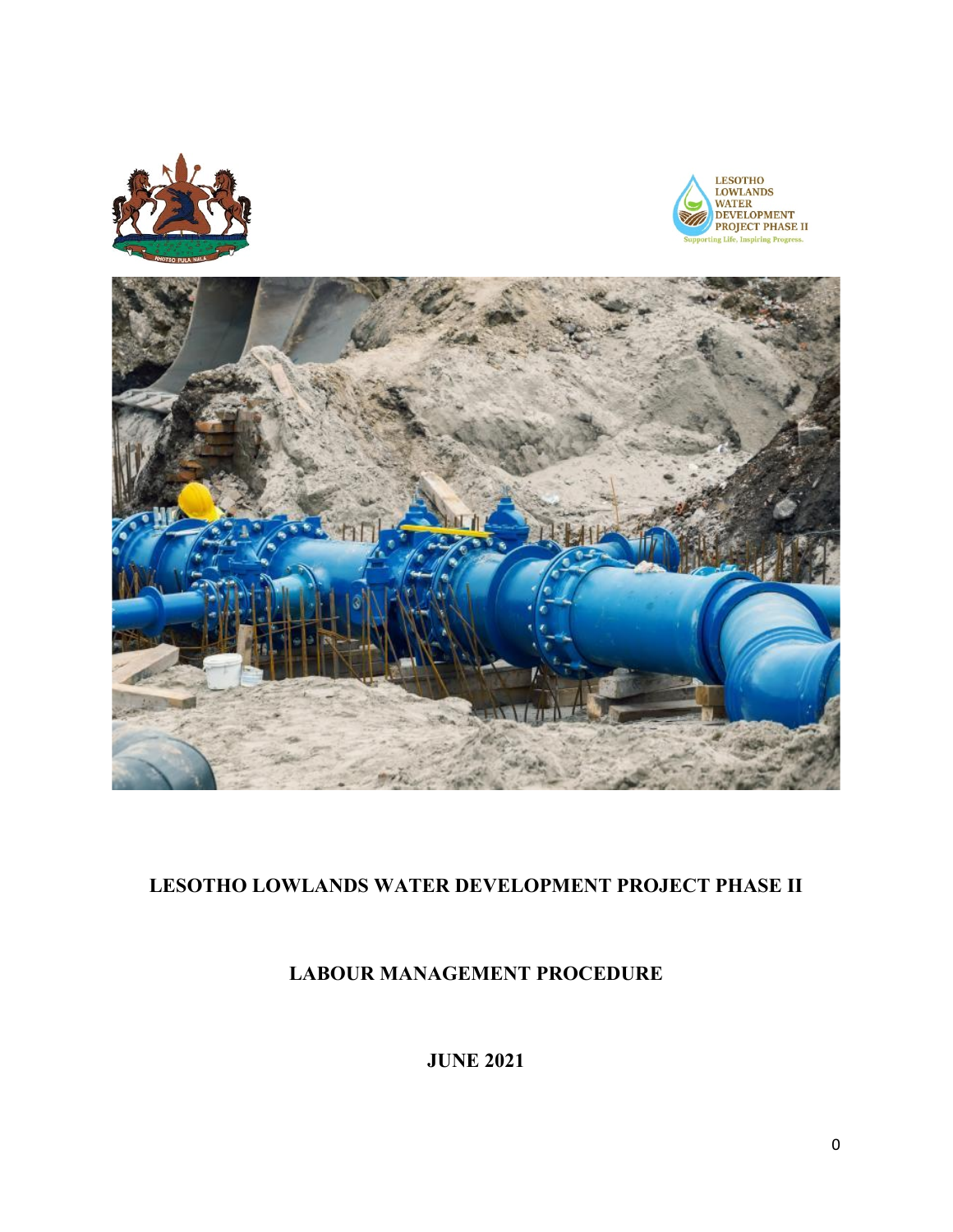# LESOTHO LOWLANDS WATER DEVELOPMENT PROJECT PHASE II

## LABOUR MANAGEMENT PROCEDURE

**JUNE 2021**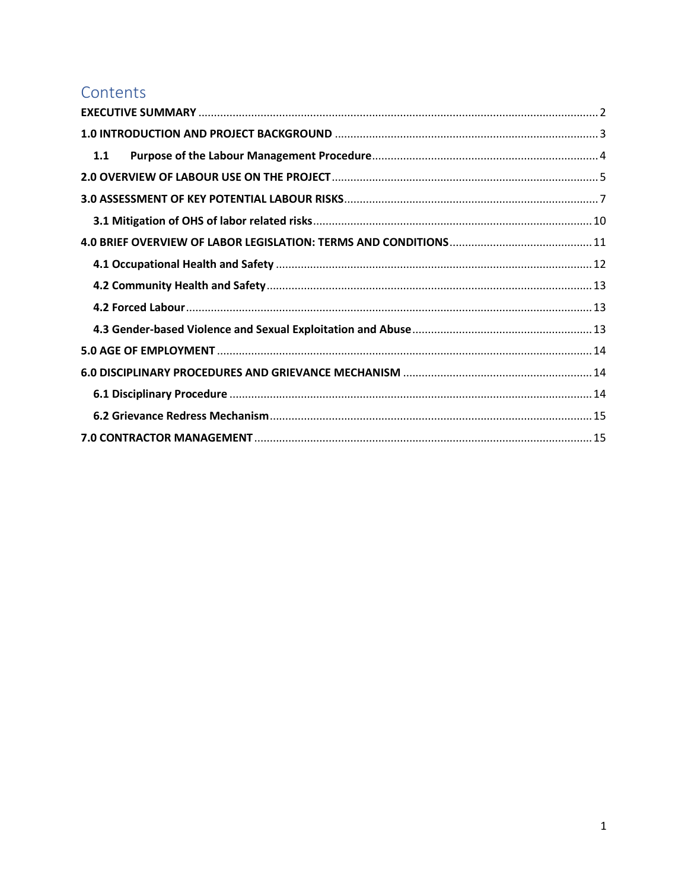# Contents

EXECUTIVE SUMMARY ........ 2

1.0 INTRODUCTION AND PROJECT BACKGROUND ........ 3

- 1.1 Purpose of the Labour Management Procedure ........ 4

2.0 OVERVIEW OF LABOUR USE ON THE PROJECT ........ 5

3.0 ASSESSMENT OF KEY POTENTIAL LABOUR RISKS ........ 7

- 3.1 Mitigation of OHS of labor related risks ........ 10

4.0 BRIEF OVERVIEW OF LABOR LEGISLATION: TERMS AND CONDITIONS ........ 11

- 4.1 Occupational Health and Safety ........ 12
- 4.2 Community Health and Safety ........ 13
- 4.2 Forced Labour ........ 13
- 4.3 Gender-based Violence and Sexual Exploitation and Abuse ........ 13

5.0 AGE OF EMPLOYMENT ........ 14

6.0 DISCIPLINARY PROCEDURES AND GRIEVANCE MECHANISM ........ 14

- 6.1 Disciplinary Procedure ........ 14
- 6.2 Grievance Redress Mechanism ........ 15

7.0 CONTRACTOR MANAGEMENT ........ 15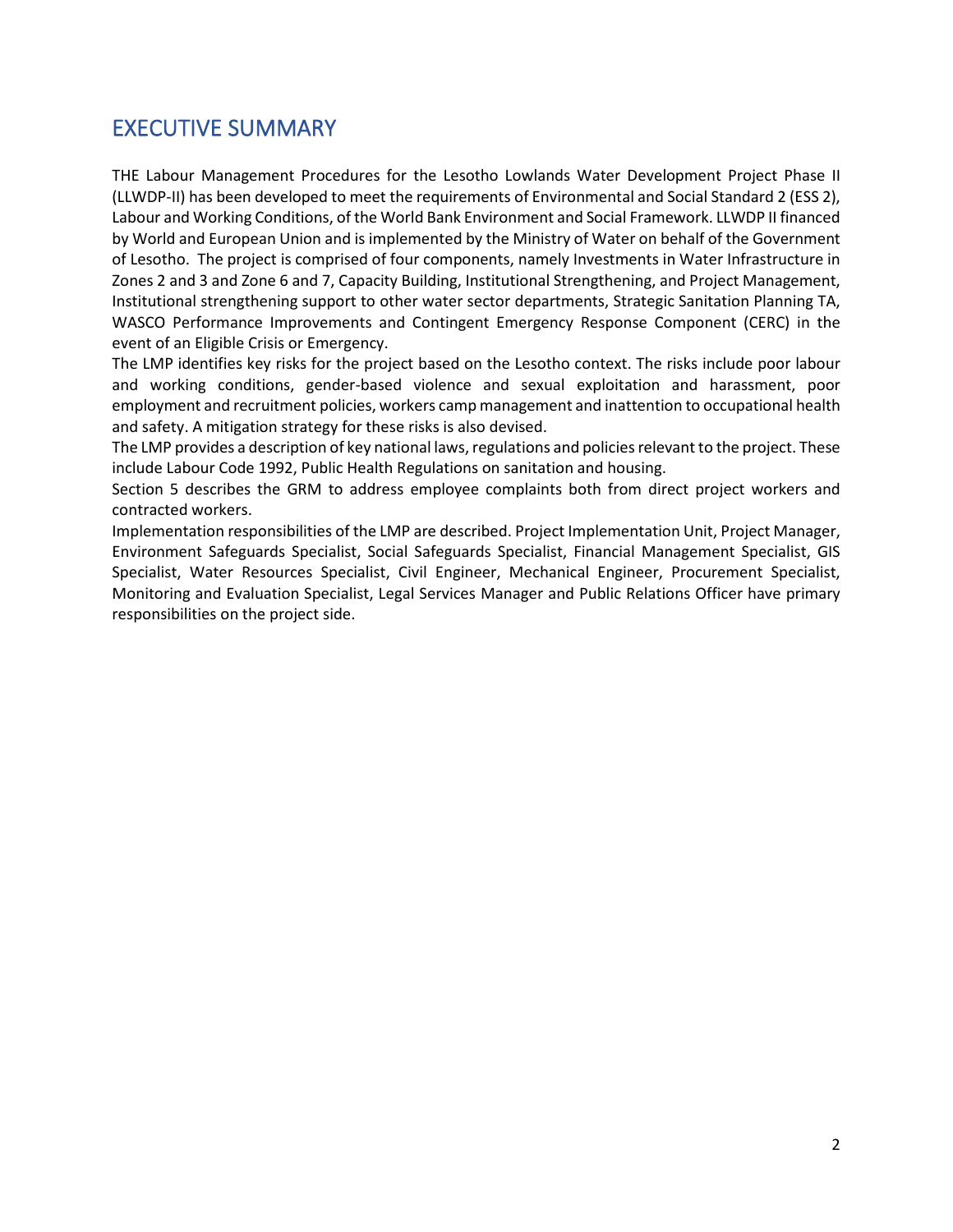# EXECUTIVE SUMMARY

THE Labour Management Procedures for the Lesotho Lowlands Water Development Project Phase II (LLWDP-II) has been developed to meet the requirements of Environmental and Social Standard 2 (ESS 2), Labour and Working Conditions, of the World Bank Environment and Social Framework. LLWDP II financed by World and European Union and is implemented by the Ministry of Water on behalf of the Government of Lesotho. The project is comprised of four components, namely Investments in Water Infrastructure in Zones 2 and 3 and Zone 6 and 7, Capacity Building, Institutional Strengthening, and Project Management, Institutional strengthening support to other water sector departments, Strategic Sanitation Planning TA, WASCO Performance Improvements and Contingent Emergency Response Component (CERC) in the event of an Eligible Crisis or Emergency.

The LMP identifies key risks for the project based on the Lesotho context. The risks include poor labour and working conditions, gender-based violence and sexual exploitation and harassment, poor employment and recruitment policies, workers camp management and inattention to occupational health and safety. A mitigation strategy for these risks is also devised.

The LMP provides a description of key national laws, regulations and policies relevant to the project. These include Labour Code 1992, Public Health Regulations on sanitation and housing.

Section 5 describes the GRM to address employee complaints both from direct project workers and contracted workers.

Implementation responsibilities of the LMP are described. Project Implementation Unit, Project Manager, Environment Safeguards Specialist, Social Safeguards Specialist, Financial Management Specialist, GIS Specialist, Water Resources Specialist, Civil Engineer, Mechanical Engineer, Procurement Specialist, Monitoring and Evaluation Specialist, Legal Services Manager and Public Relations Officer have primary responsibilities on the project side.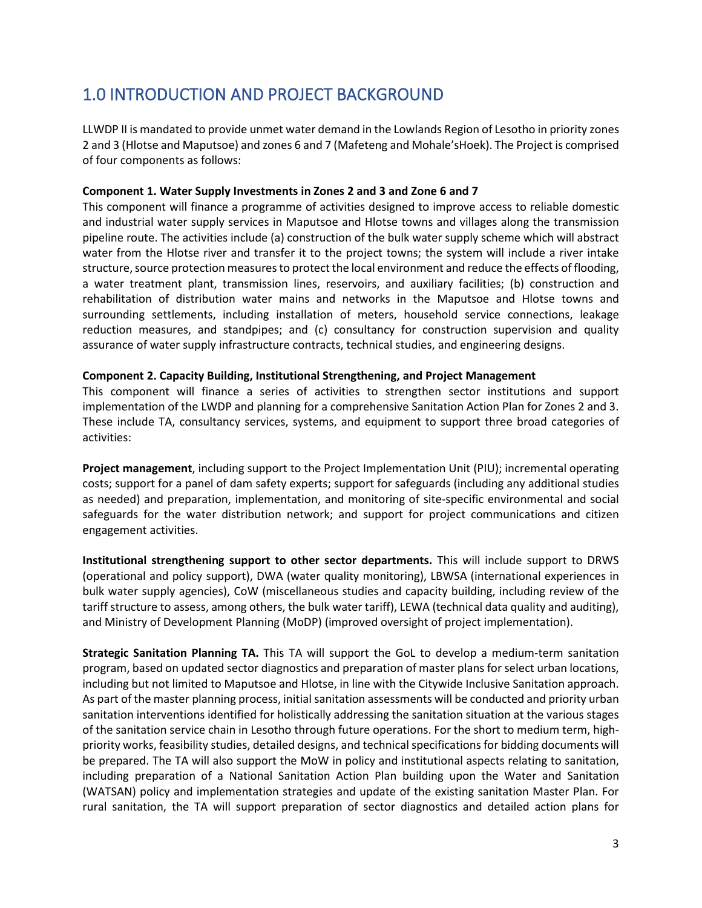# 1.0 INTRODUCTION AND PROJECT BACKGROUND

LLWDP II is mandated to provide unmet water demand in the Lowlands Region of Lesotho in priority zones 2 and 3 (Hlotse and Maputsoe) and zones 6 and 7 (Mafeteng and Mohale'sHoek). The Project is comprised of four components as follows:

**Component 1. Water Supply Investments in Zones 2 and 3 and Zone 6 and 7**
This component will finance a programme of activities designed to improve access to reliable domestic and industrial water supply services in Maputsoe and Hlotse towns and villages along the transmission pipeline route. The activities include (a) construction of the bulk water supply scheme which will abstract water from the Hlotse river and transfer it to the project towns; the system will include a river intake structure, source protection measures to protect the local environment and reduce the effects of flooding, a water treatment plant, transmission lines, reservoirs, and auxiliary facilities; (b) construction and rehabilitation of distribution water mains and networks in the Maputsoe and Hlotse towns and surrounding settlements, including installation of meters, household service connections, leakage reduction measures, and standpipes; and (c) consultancy for construction supervision and quality assurance of water supply infrastructure contracts, technical studies, and engineering designs.

**Component 2. Capacity Building, Institutional Strengthening, and Project Management**
This component will finance a series of activities to strengthen sector institutions and support implementation of the LWDP and planning for a comprehensive Sanitation Action Plan for Zones 2 and 3. These include TA, consultancy services, systems, and equipment to support three broad categories of activities:

**Project management**, including support to the Project Implementation Unit (PIU); incremental operating costs; support for a panel of dam safety experts; support for safeguards (including any additional studies as needed) and preparation, implementation, and monitoring of site-specific environmental and social safeguards for the water distribution network; and support for project communications and citizen engagement activities.

**Institutional strengthening support to other sector departments.** This will include support to DRWS (operational and policy support), DWA (water quality monitoring), LBWSA (international experiences in bulk water supply agencies), CoW (miscellaneous studies and capacity building, including review of the tariff structure to assess, among others, the bulk water tariff), LEWA (technical data quality and auditing), and Ministry of Development Planning (MoDP) (improved oversight of project implementation).

**Strategic Sanitation Planning TA.** This TA will support the GoL to develop a medium-term sanitation program, based on updated sector diagnostics and preparation of master plans for select urban locations, including but not limited to Maputsoe and Hlotse, in line with the Citywide Inclusive Sanitation approach. As part of the master planning process, initial sanitation assessments will be conducted and priority urban sanitation interventions identified for holistically addressing the sanitation situation at the various stages of the sanitation service chain in Lesotho through future operations. For the short to medium term, high-priority works, feasibility studies, detailed designs, and technical specifications for bidding documents will be prepared. The TA will also support the MoW in policy and institutional aspects relating to sanitation, including preparation of a National Sanitation Action Plan building upon the Water and Sanitation (WATSAN) policy and implementation strategies and update of the existing sanitation Master Plan. For rural sanitation, the TA will support preparation of sector diagnostics and detailed action plans for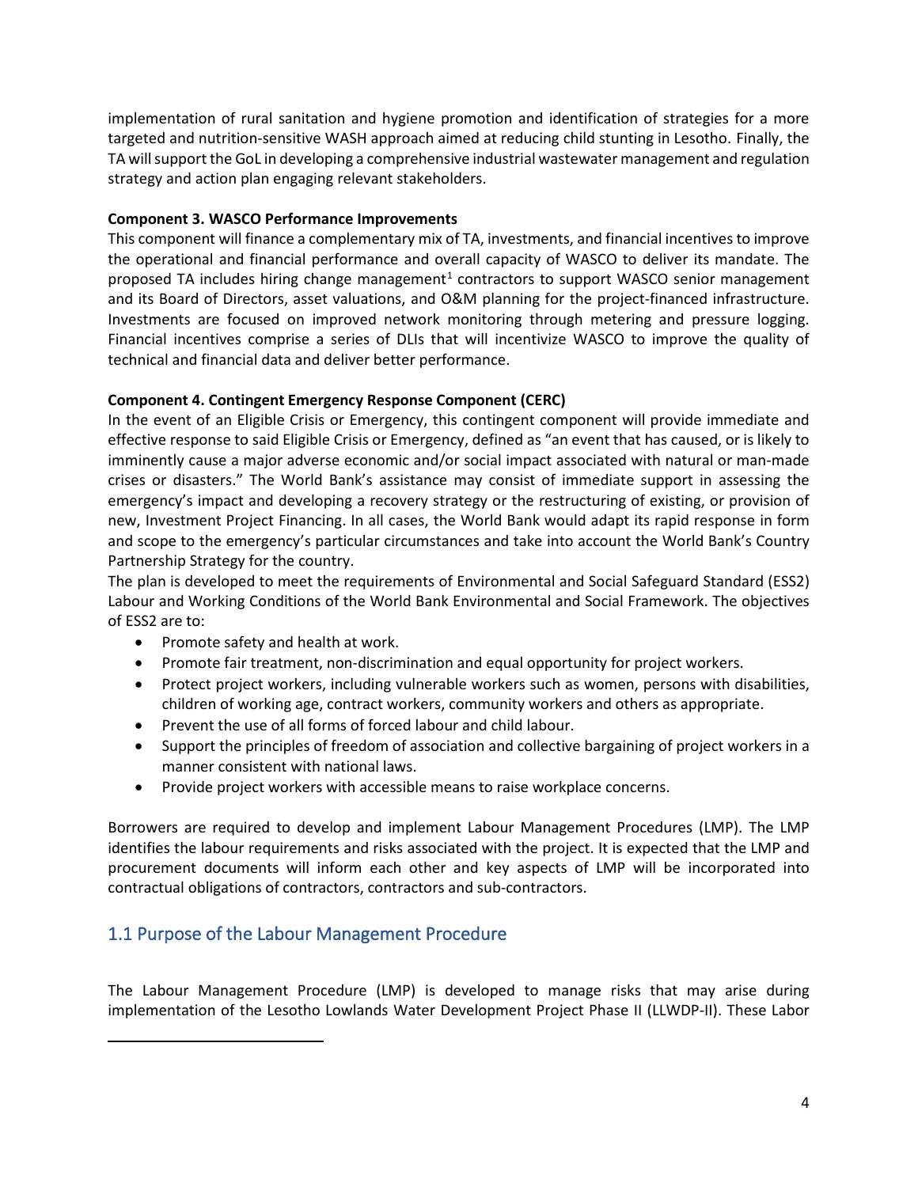implementation of rural sanitation and hygiene promotion and identification of strategies for a more targeted and nutrition-sensitive WASH approach aimed at reducing child stunting in Lesotho. Finally, the TA will support the GoL in developing a comprehensive industrial wastewater management and regulation strategy and action plan engaging relevant stakeholders.

**Component 3. WASCO Performance Improvements**

This component will finance a complementary mix of TA, investments, and financial incentives to improve the operational and financial performance and overall capacity of WASCO to deliver its mandate. The proposed TA includes hiring change management[1] contractors to support WASCO senior management and its Board of Directors, asset valuations, and O&M planning for the project-financed infrastructure. Investments are focused on improved network monitoring through metering and pressure logging. Financial incentives comprise a series of DLIs that will incentivize WASCO to improve the quality of technical and financial data and deliver better performance.

**Component 4. Contingent Emergency Response Component (CERC)**

In the event of an Eligible Crisis or Emergency, this contingent component will provide immediate and effective response to said Eligible Crisis or Emergency, defined as "an event that has caused, or is likely to imminently cause a major adverse economic and/or social impact associated with natural or man-made crises or disasters." The World Bank's assistance may consist of immediate support in assessing the emergency's impact and developing a recovery strategy or the restructuring of existing, or provision of new, Investment Project Financing. In all cases, the World Bank would adapt its rapid response in form and scope to the emergency's particular circumstances and take into account the World Bank's Country Partnership Strategy for the country.

The plan is developed to meet the requirements of Environmental and Social Safeguard Standard (ESS2) Labour and Working Conditions of the World Bank Environmental and Social Framework. The objectives of ESS2 are to:

- Promote safety and health at work.
- Promote fair treatment, non-discrimination and equal opportunity for project workers.
- Protect project workers, including vulnerable workers such as women, persons with disabilities, children of working age, contract workers, community workers and others as appropriate.
- Prevent the use of all forms of forced labour and child labour.
- Support the principles of freedom of association and collective bargaining of project workers in a manner consistent with national laws.
- Provide project workers with accessible means to raise workplace concerns.

Borrowers are required to develop and implement Labour Management Procedures (LMP). The LMP identifies the labour requirements and risks associated with the project. It is expected that the LMP and procurement documents will inform each other and key aspects of LMP will be incorporated into contractual obligations of contractors, contractors and sub-contractors.

## 1.1 Purpose of the Labour Management Procedure

The Labour Management Procedure (LMP) is developed to manage risks that may arise during implementation of the Lesotho Lowlands Water Development Project Phase II (LLWDP-II). These Labor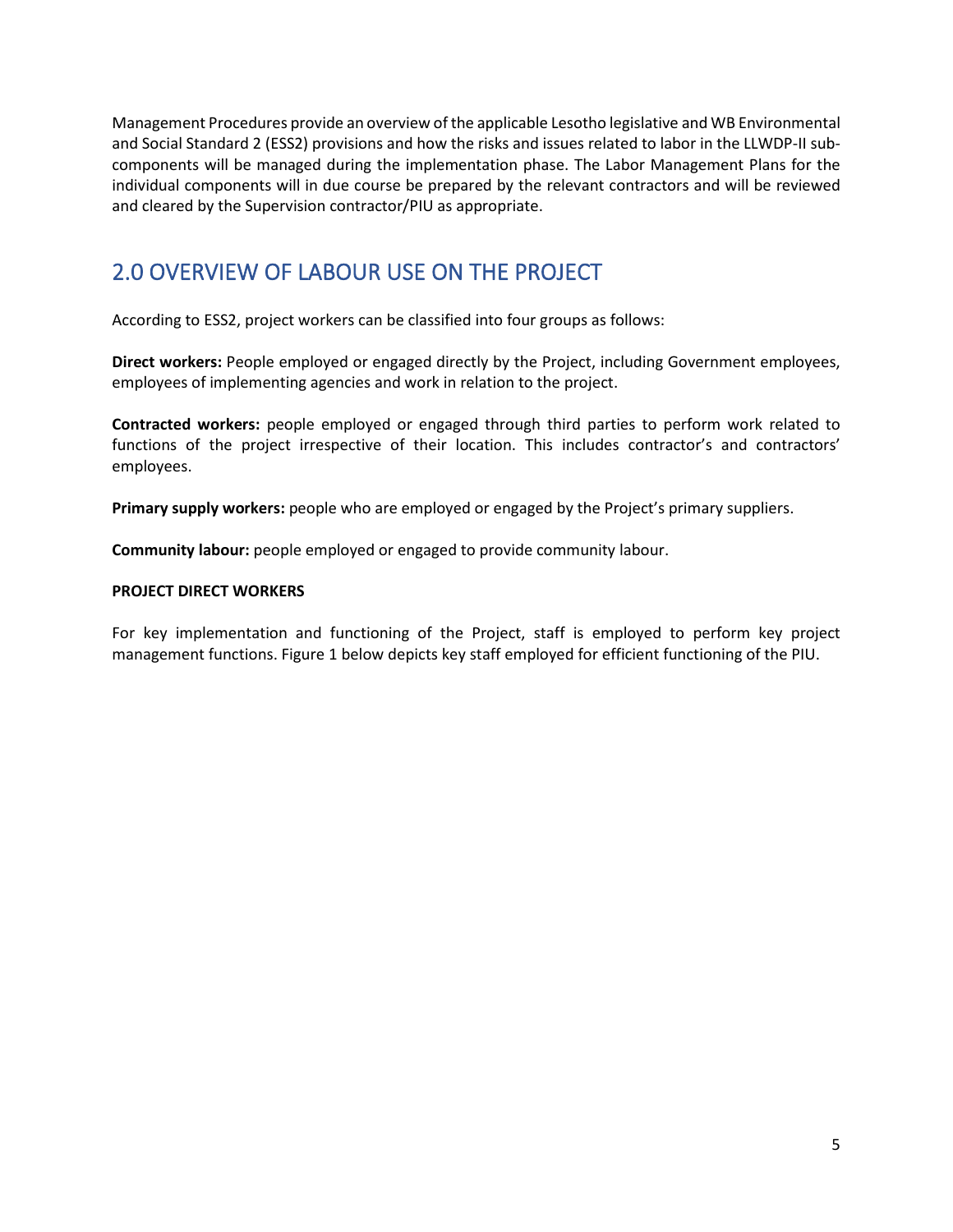Management Procedures provide an overview of the applicable Lesotho legislative and WB Environmental and Social Standard 2 (ESS2) provisions and how the risks and issues related to labor in the LLWDP-II sub-components will be managed during the implementation phase. The Labor Management Plans for the individual components will in due course be prepared by the relevant contractors and will be reviewed and cleared by the Supervision contractor/PIU as appropriate.

## 2.0 OVERVIEW OF LABOUR USE ON THE PROJECT

According to ESS2, project workers can be classified into four groups as follows:

**Direct workers:** People employed or engaged directly by the Project, including Government employees, employees of implementing agencies and work in relation to the project.

**Contracted workers:** people employed or engaged through third parties to perform work related to functions of the project irrespective of their location. This includes contractor's and contractors' employees.

**Primary supply workers:** people who are employed or engaged by the Project's primary suppliers.

**Community labour:** people employed or engaged to provide community labour.

**PROJECT DIRECT WORKERS**

For key implementation and functioning of the Project, staff is employed to perform key project management functions. Figure 1 below depicts key staff employed for efficient functioning of the PIU.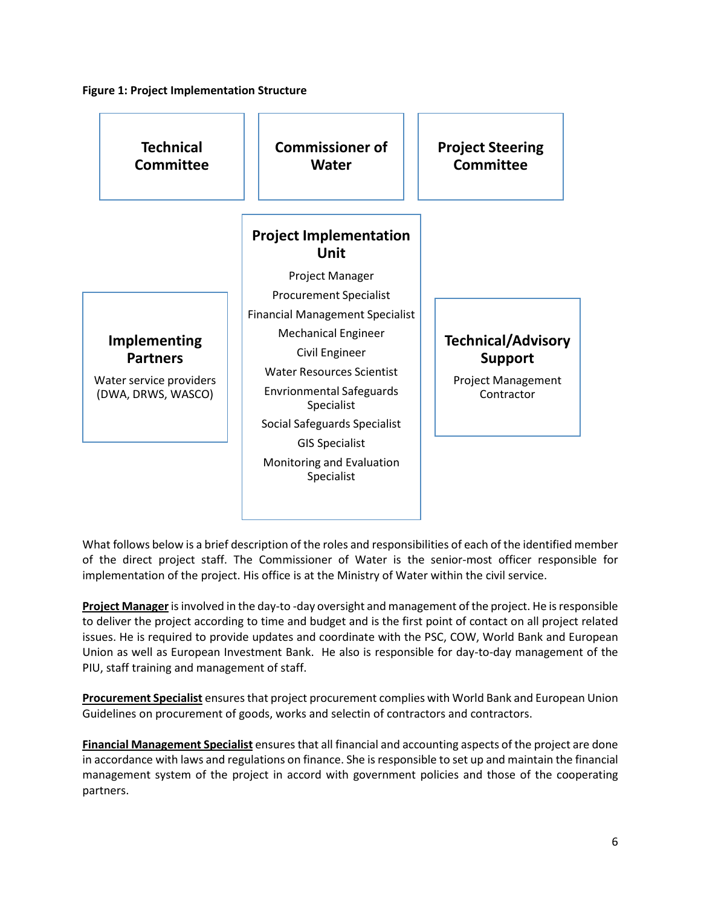**Figure 1: Project Implementation Structure**

**Technical Committee**

**Commissioner of Water**

**Project Steering Committee**

**Implementing Partners**

Water service providers (DWA, DRWS, WASCO)

**Project Implementation Unit**

Project Manager

Procurement Specialist

Financial Management Specialist

Mechanical Engineer

Civil Engineer

Water Resources Scientist

Envrionmental Safeguards Specialist

Social Safeguards Specialist

GIS Specialist

Monitoring and Evaluation Specialist

**Technical/Advisory Support**

Project Management Contractor

What follows below is a brief description of the roles and responsibilities of each of the identified member of the direct project staff. The Commissioner of Water is the senior-most officer responsible for implementation of the project. His office is at the Ministry of Water within the civil service.

**Project Manager** is involved in the day-to -day oversight and management of the project. He is responsible to deliver the project according to time and budget and is the first point of contact on all project related issues. He is required to provide updates and coordinate with the PSC, COW, World Bank and European Union as well as European Investment Bank. He also is responsible for day-to-day management of the PIU, staff training and management of staff.

**Procurement Specialist** ensures that project procurement complies with World Bank and European Union Guidelines on procurement of goods, works and selectin of contractors and contractors.

**Financial Management Specialist** ensures that all financial and accounting aspects of the project are done in accordance with laws and regulations on finance. She is responsible to set up and maintain the financial management system of the project in accord with government policies and those of the cooperating partners.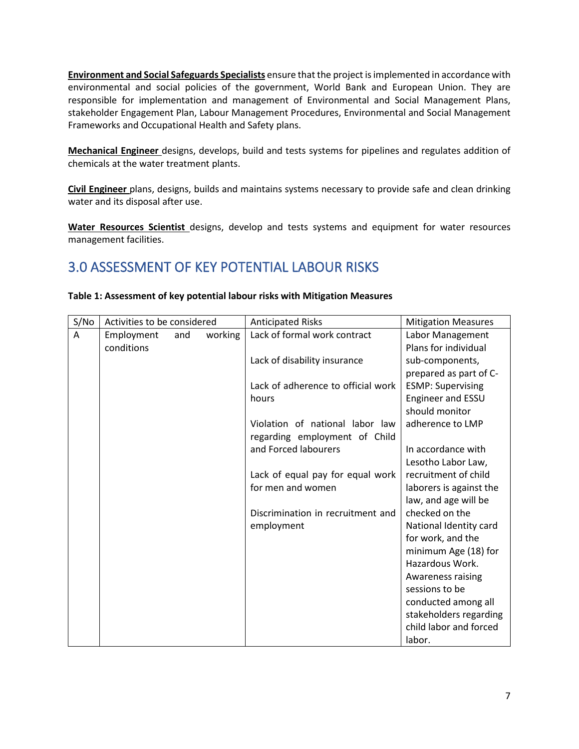**Environment and Social Safeguards Specialists** ensure that the project is implemented in accordance with environmental and social policies of the government, World Bank and European Union. They are responsible for implementation and management of Environmental and Social Management Plans, stakeholder Engagement Plan, Labour Management Procedures, Environmental and Social Management Frameworks and Occupational Health and Safety plans.

**Mechanical Engineer** designs, develops, build and tests systems for pipelines and regulates addition of chemicals at the water treatment plants.

**Civil Engineer** plans, designs, builds and maintains systems necessary to provide safe and clean drinking water and its disposal after use.

**Water Resources Scientist** designs, develop and tests systems and equipment for water resources management facilities.

## 3.0 ASSESSMENT OF KEY POTENTIAL LABOUR RISKS

**Table 1: Assessment of key potential labour risks with Mitigation Measures**

| S/No | Activities to be considered | Anticipated Risks | Mitigation Measures |
|---|---|---|---|
| A | Employment and working conditions | Lack of formal work contract<br><br>Lack of disability insurance<br><br>Lack of adherence to official work hours<br><br>Violation of national labor law regarding employment of Child and Forced labourers<br><br>Lack of equal pay for equal work for men and women<br><br>Discrimination in recruitment and employment | Labor Management Plans for individual sub-components, prepared as part of C-ESMP: Supervising Engineer and ESSU should monitor adherence to LMP<br><br>In accordance with Lesotho Labor Law, recruitment of child laborers is against the law, and age will be checked on the National Identity card for work, and the minimum Age (18) for Hazardous Work. Awareness raising sessions to be conducted among all stakeholders regarding child labor and forced labor. |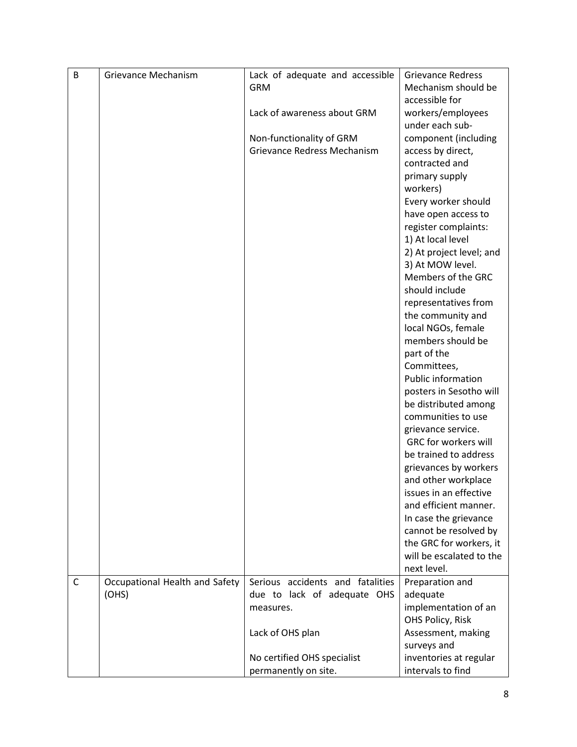| B | Grievance Mechanism | Lack of adequate and accessible GRM<br><br>Lack of awareness about GRM<br><br>Non-functionality of GRM Grievance Redress Mechanism | Grievance Redress Mechanism should be accessible for workers/employees under each sub-component (including access by direct, contracted and primary supply workers)<br>Every worker should have open access to register complaints:<br>1) At local level<br>2) At project level; and<br>3) At MOW level.<br>Members of the GRC should include representatives from the community and local NGOs, female members should be part of the Committees,<br>Public information posters in Sesotho will be distributed among communities to use grievance service.<br>GRC for workers will be trained to address grievances by workers and other workplace issues in an effective and efficient manner.<br>In case the grievance cannot be resolved by the GRC for workers, it will be escalated to the next level. |
|---|---|---|---|
| C | Occupational Health and Safety (OHS) | Serious accidents and fatalities due to lack of adequate OHS measures.<br><br>Lack of OHS plan<br><br>No certified OHS specialist permanently on site. | Preparation and adequate implementation of an OHS Policy, Risk Assessment, making surveys and inventories at regular intervals to find |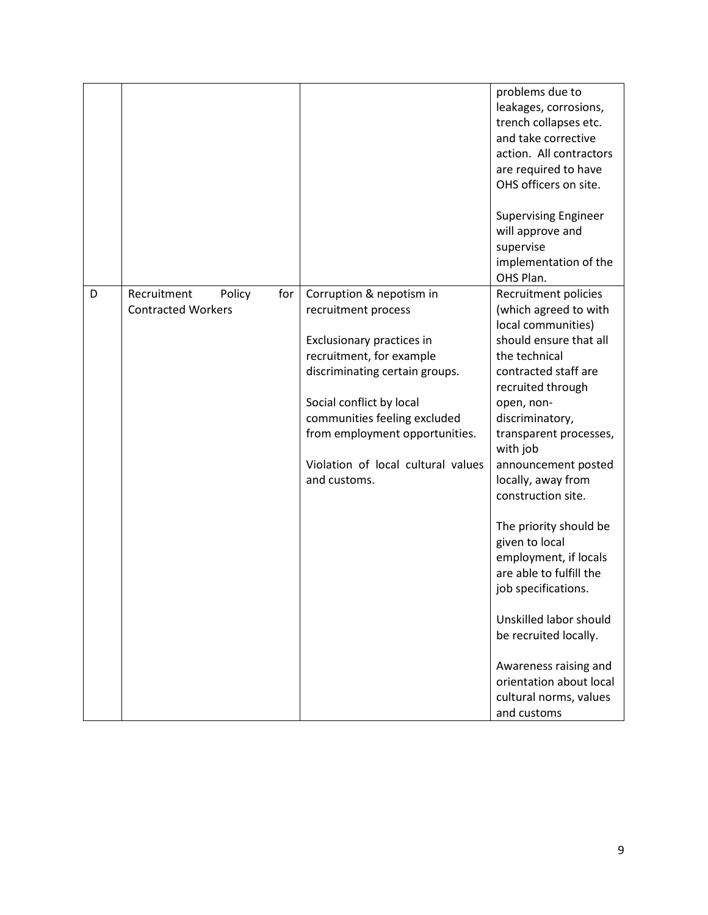| | | | |
|---|---|---|---|
| | | | problems due to leakages, corrosions, trench collapses etc. and take corrective action. All contractors are required to have OHS officers on site.<br><br>Supervising Engineer will approve and supervise implementation of the OHS Plan. |
| D | Recruitment Policy for Contracted Workers | Corruption & nepotism in recruitment process<br><br>Exclusionary practices in recruitment, for example discriminating certain groups.<br><br>Social conflict by local communities feeling excluded from employment opportunities.<br><br>Violation of local cultural values and customs. | Recruitment policies (which agreed to with local communities) should ensure that all the technical contracted staff are recruited through open, non-discriminatory, transparent processes, with job announcement posted locally, away from construction site.<br><br>The priority should be given to local employment, if locals are able to fulfill the job specifications.<br><br>Unskilled labor should be recruited locally.<br><br>Awareness raising and orientation about local cultural norms, values and customs |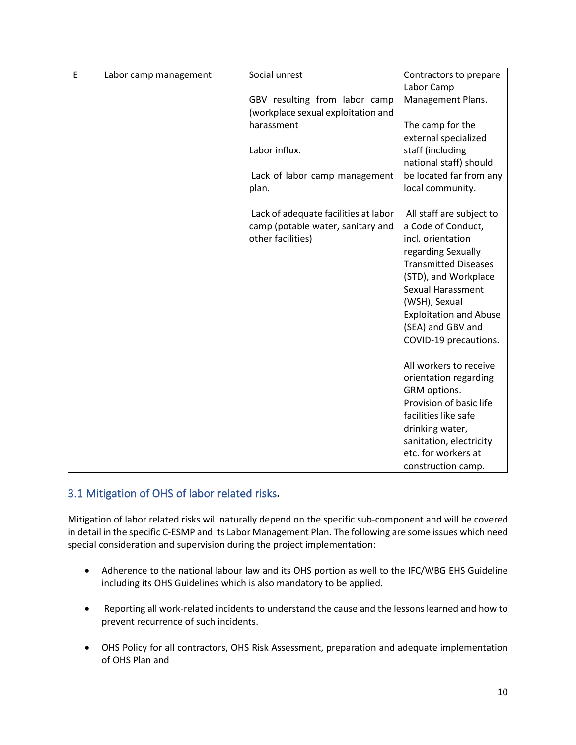| E | Labor camp management | Social unrest<br><br>GBV resulting from labor camp (workplace sexual exploitation and harassment<br><br>Labor influx.<br><br>Lack of labor camp management plan.<br><br>Lack of adequate facilities at labor camp (potable water, sanitary and other facilities) | Contractors to prepare Labor Camp Management Plans.<br><br>The camp for the external specialized staff (including national staff) should be located far from any local community.<br><br>All staff are subject to a Code of Conduct, incl. orientation regarding Sexually Transmitted Diseases (STD), and Workplace Sexual Harassment (WSH), Sexual Exploitation and Abuse (SEA) and GBV and COVID-19 precautions.<br><br>All workers to receive orientation regarding GRM options.<br>Provision of basic life facilities like safe drinking water, sanitation, electricity etc. for workers at construction camp. |
|---|---|---|---|

## 3.1 Mitigation of OHS of labor related risks.

Mitigation of labor related risks will naturally depend on the specific sub-component and will be covered in detail in the specific C-ESMP and its Labor Management Plan. The following are some issues which need special consideration and supervision during the project implementation:

- Adherence to the national labour law and its OHS portion as well to the IFC/WBG EHS Guideline including its OHS Guidelines which is also mandatory to be applied.
- Reporting all work-related incidents to understand the cause and the lessons learned and how to prevent recurrence of such incidents.
- OHS Policy for all contractors, OHS Risk Assessment, preparation and adequate implementation of OHS Plan and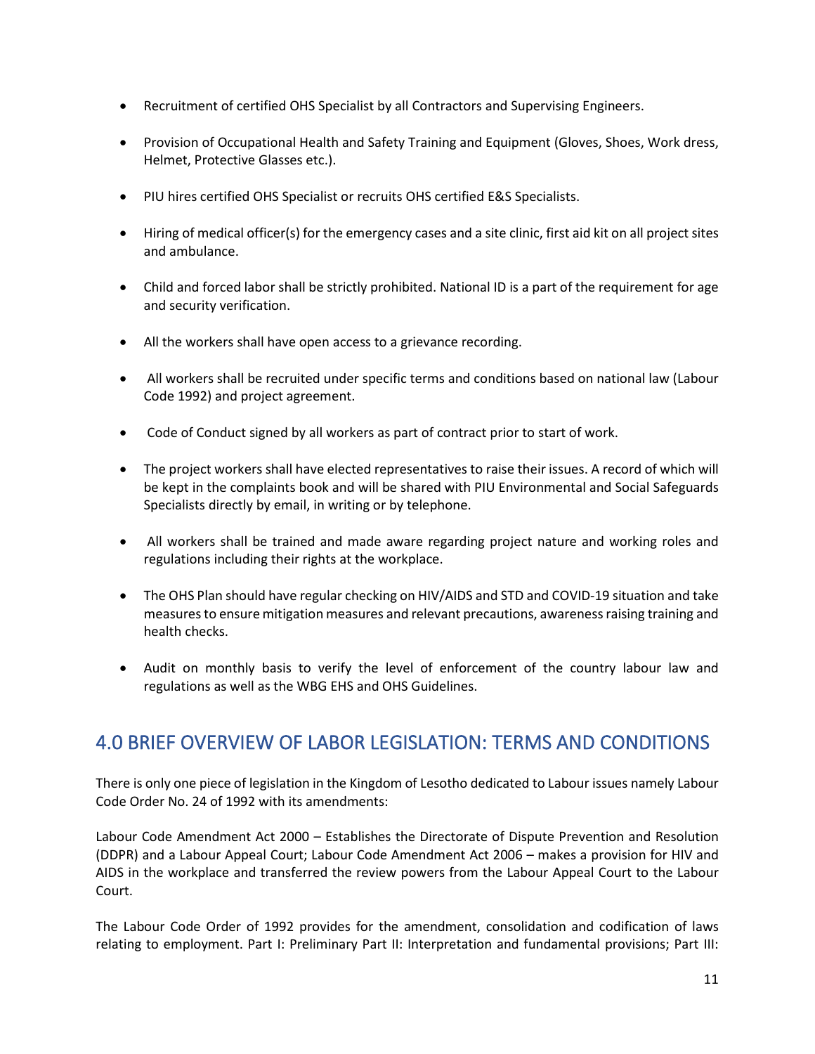- Recruitment of certified OHS Specialist by all Contractors and Supervising Engineers.
- Provision of Occupational Health and Safety Training and Equipment (Gloves, Shoes, Work dress, Helmet, Protective Glasses etc.).
- PIU hires certified OHS Specialist or recruits OHS certified E&S Specialists.
- Hiring of medical officer(s) for the emergency cases and a site clinic, first aid kit on all project sites and ambulance.
- Child and forced labor shall be strictly prohibited. National ID is a part of the requirement for age and security verification.
- All the workers shall have open access to a grievance recording.
- All workers shall be recruited under specific terms and conditions based on national law (Labour Code 1992) and project agreement.
- Code of Conduct signed by all workers as part of contract prior to start of work.
- The project workers shall have elected representatives to raise their issues. A record of which will be kept in the complaints book and will be shared with PIU Environmental and Social Safeguards Specialists directly by email, in writing or by telephone.
- All workers shall be trained and made aware regarding project nature and working roles and regulations including their rights at the workplace.
- The OHS Plan should have regular checking on HIV/AIDS and STD and COVID-19 situation and take measures to ensure mitigation measures and relevant precautions, awareness raising training and health checks.
- Audit on monthly basis to verify the level of enforcement of the country labour law and regulations as well as the WBG EHS and OHS Guidelines.

## 4.0 BRIEF OVERVIEW OF LABOR LEGISLATION: TERMS AND CONDITIONS

There is only one piece of legislation in the Kingdom of Lesotho dedicated to Labour issues namely Labour Code Order No. 24 of 1992 with its amendments:

Labour Code Amendment Act 2000 – Establishes the Directorate of Dispute Prevention and Resolution (DDPR) and a Labour Appeal Court; Labour Code Amendment Act 2006 – makes a provision for HIV and AIDS in the workplace and transferred the review powers from the Labour Appeal Court to the Labour Court.

The Labour Code Order of 1992 provides for the amendment, consolidation and codification of laws relating to employment. Part I: Preliminary Part II: Interpretation and fundamental provisions; Part III: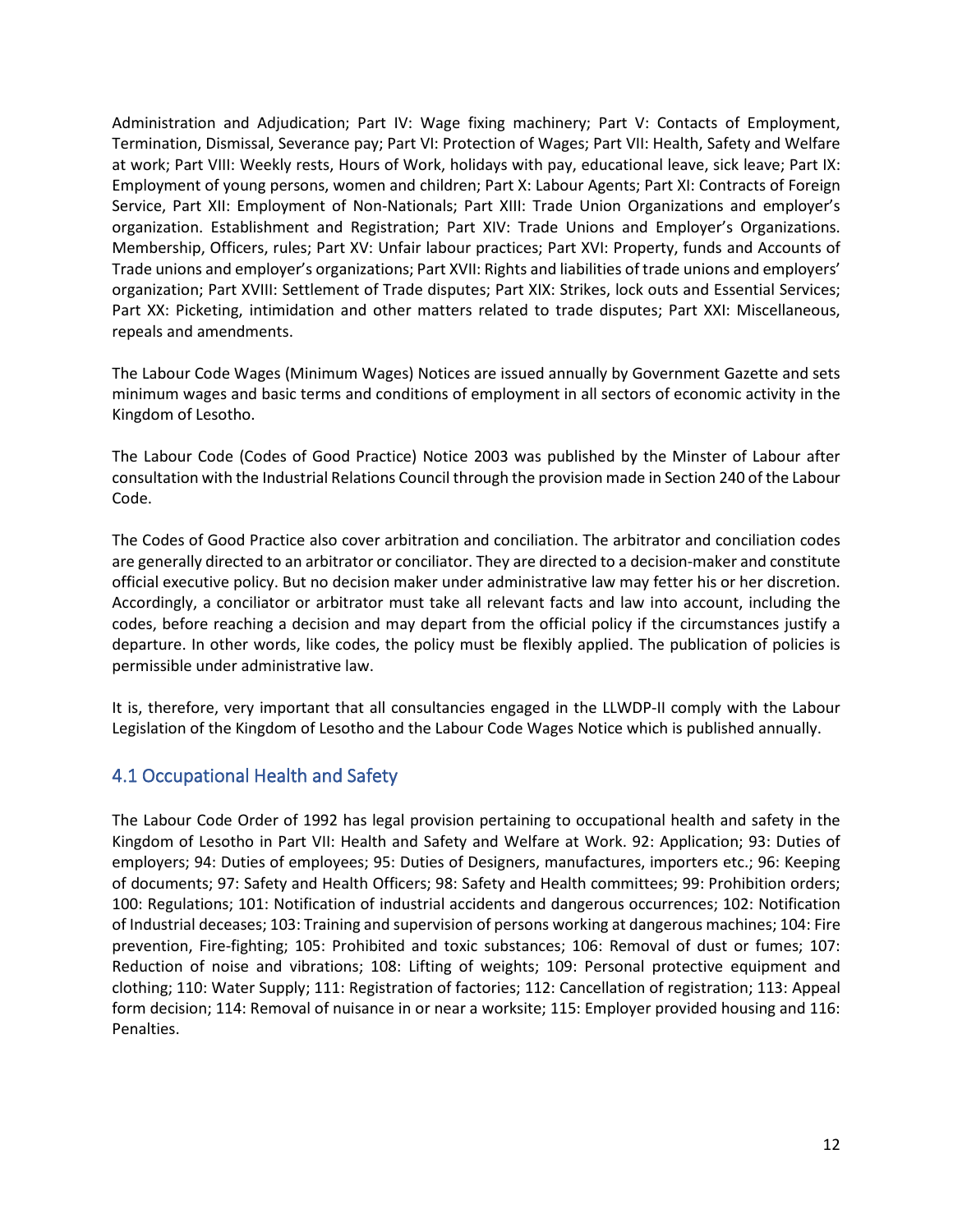Administration and Adjudication; Part IV: Wage fixing machinery; Part V: Contacts of Employment, Termination, Dismissal, Severance pay; Part VI: Protection of Wages; Part VII: Health, Safety and Welfare at work; Part VIII: Weekly rests, Hours of Work, holidays with pay, educational leave, sick leave; Part IX: Employment of young persons, women and children; Part X: Labour Agents; Part XI: Contracts of Foreign Service, Part XII: Employment of Non-Nationals; Part XIII: Trade Union Organizations and employer's organization. Establishment and Registration; Part XIV: Trade Unions and Employer's Organizations. Membership, Officers, rules; Part XV: Unfair labour practices; Part XVI: Property, funds and Accounts of Trade unions and employer's organizations; Part XVII: Rights and liabilities of trade unions and employers' organization; Part XVIII: Settlement of Trade disputes; Part XIX: Strikes, lock outs and Essential Services; Part XX: Picketing, intimidation and other matters related to trade disputes; Part XXI: Miscellaneous, repeals and amendments.

The Labour Code Wages (Minimum Wages) Notices are issued annually by Government Gazette and sets minimum wages and basic terms and conditions of employment in all sectors of economic activity in the Kingdom of Lesotho.

The Labour Code (Codes of Good Practice) Notice 2003 was published by the Minster of Labour after consultation with the Industrial Relations Council through the provision made in Section 240 of the Labour Code.

The Codes of Good Practice also cover arbitration and conciliation. The arbitrator and conciliation codes are generally directed to an arbitrator or conciliator. They are directed to a decision-maker and constitute official executive policy. But no decision maker under administrative law may fetter his or her discretion. Accordingly, a conciliator or arbitrator must take all relevant facts and law into account, including the codes, before reaching a decision and may depart from the official policy if the circumstances justify a departure. In other words, like codes, the policy must be flexibly applied. The publication of policies is permissible under administrative law.

It is, therefore, very important that all consultancies engaged in the LLWDP-II comply with the Labour Legislation of the Kingdom of Lesotho and the Labour Code Wages Notice which is published annually.

## 4.1 Occupational Health and Safety

The Labour Code Order of 1992 has legal provision pertaining to occupational health and safety in the Kingdom of Lesotho in Part VII: Health and Safety and Welfare at Work. 92: Application; 93: Duties of employers; 94: Duties of employees; 95: Duties of Designers, manufactures, importers etc.; 96: Keeping of documents; 97: Safety and Health Officers; 98: Safety and Health committees; 99: Prohibition orders; 100: Regulations; 101: Notification of industrial accidents and dangerous occurrences; 102: Notification of Industrial deceases; 103: Training and supervision of persons working at dangerous machines; 104: Fire prevention, Fire-fighting; 105: Prohibited and toxic substances; 106: Removal of dust or fumes; 107: Reduction of noise and vibrations; 108: Lifting of weights; 109: Personal protective equipment and clothing; 110: Water Supply; 111: Registration of factories; 112: Cancellation of registration; 113: Appeal form decision; 114: Removal of nuisance in or near a worksite; 115: Employer provided housing and 116: Penalties.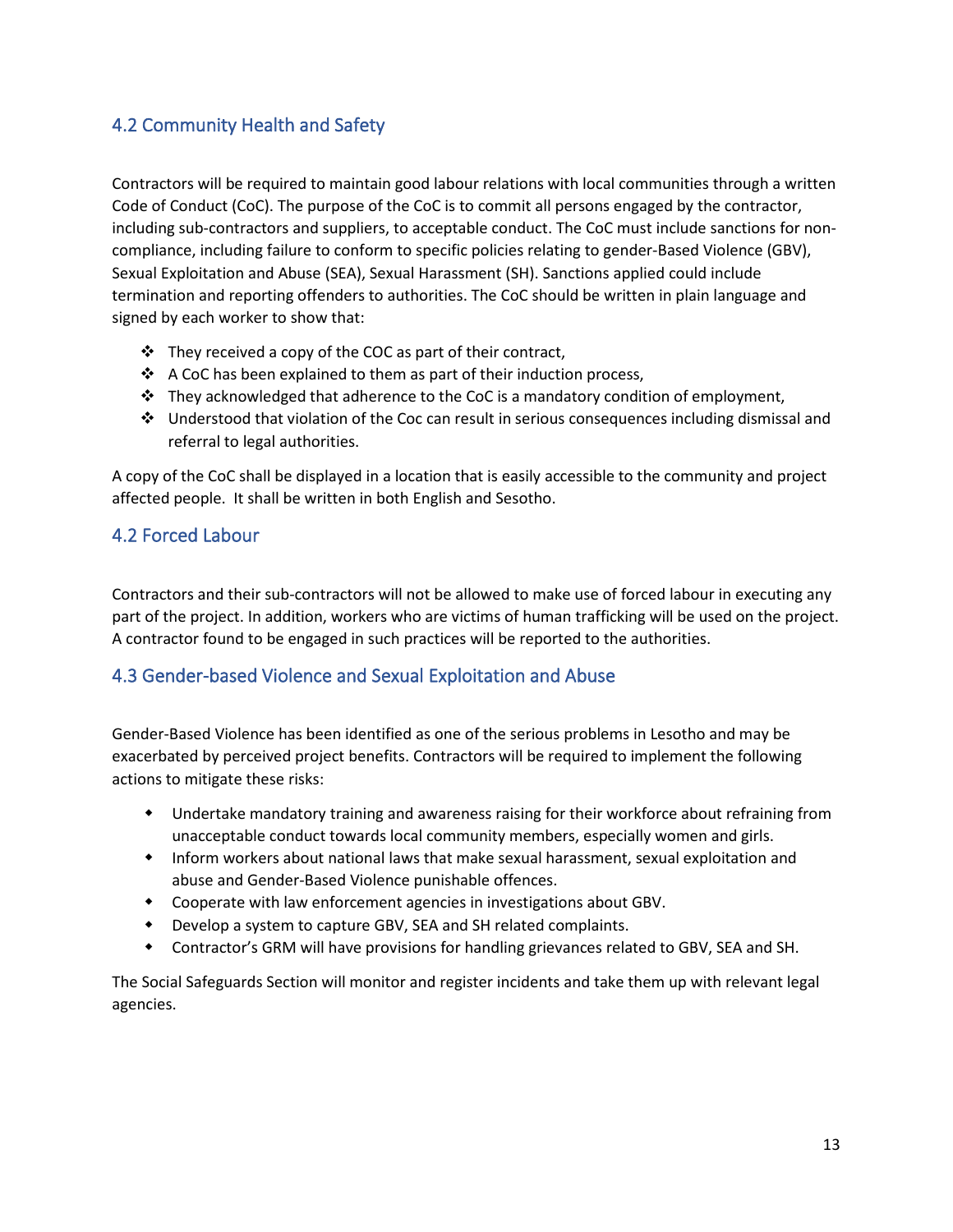## 4.2 Community Health and Safety

Contractors will be required to maintain good labour relations with local communities through a written Code of Conduct (CoC). The purpose of the CoC is to commit all persons engaged by the contractor, including sub-contractors and suppliers, to acceptable conduct. The CoC must include sanctions for non-compliance, including failure to conform to specific policies relating to gender-Based Violence (GBV), Sexual Exploitation and Abuse (SEA), Sexual Harassment (SH). Sanctions applied could include termination and reporting offenders to authorities. The CoC should be written in plain language and signed by each worker to show that:

- They received a copy of the COC as part of their contract,
- A CoC has been explained to them as part of their induction process,
- They acknowledged that adherence to the CoC is a mandatory condition of employment,
- Understood that violation of the Coc can result in serious consequences including dismissal and referral to legal authorities.

A copy of the CoC shall be displayed in a location that is easily accessible to the community and project affected people. It shall be written in both English and Sesotho.

## 4.2 Forced Labour

Contractors and their sub-contractors will not be allowed to make use of forced labour in executing any part of the project. In addition, workers who are victims of human trafficking will be used on the project. A contractor found to be engaged in such practices will be reported to the authorities.

## 4.3 Gender-based Violence and Sexual Exploitation and Abuse

Gender-Based Violence has been identified as one of the serious problems in Lesotho and may be exacerbated by perceived project benefits. Contractors will be required to implement the following actions to mitigate these risks:

- Undertake mandatory training and awareness raising for their workforce about refraining from unacceptable conduct towards local community members, especially women and girls.
- Inform workers about national laws that make sexual harassment, sexual exploitation and abuse and Gender-Based Violence punishable offences.
- Cooperate with law enforcement agencies in investigations about GBV.
- Develop a system to capture GBV, SEA and SH related complaints.
- Contractor's GRM will have provisions for handling grievances related to GBV, SEA and SH.

The Social Safeguards Section will monitor and register incidents and take them up with relevant legal agencies.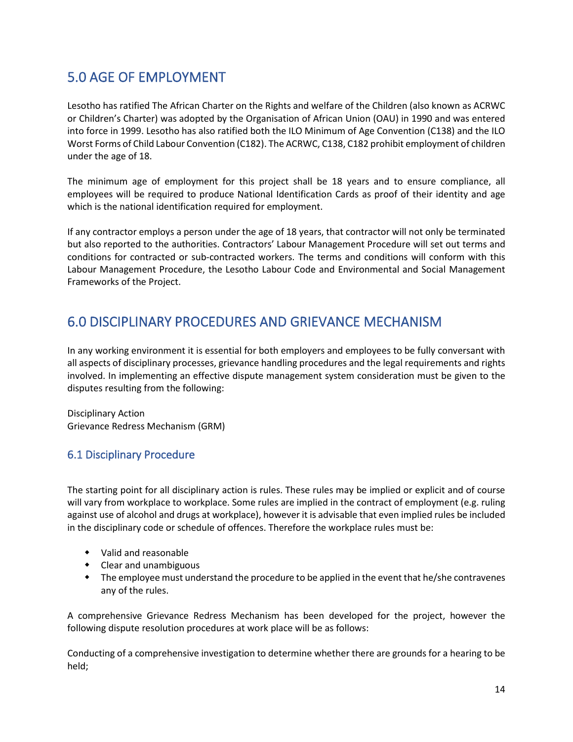## 5.0 AGE OF EMPLOYMENT

Lesotho has ratified The African Charter on the Rights and welfare of the Children (also known as ACRWC or Children's Charter) was adopted by the Organisation of African Union (OAU) in 1990 and was entered into force in 1999. Lesotho has also ratified both the ILO Minimum of Age Convention (C138) and the ILO Worst Forms of Child Labour Convention (C182). The ACRWC, C138, C182 prohibit employment of children under the age of 18.

The minimum age of employment for this project shall be 18 years and to ensure compliance, all employees will be required to produce National Identification Cards as proof of their identity and age which is the national identification required for employment.

If any contractor employs a person under the age of 18 years, that contractor will not only be terminated but also reported to the authorities. Contractors' Labour Management Procedure will set out terms and conditions for contracted or sub-contracted workers. The terms and conditions will conform with this Labour Management Procedure, the Lesotho Labour Code and Environmental and Social Management Frameworks of the Project.

## 6.0 DISCIPLINARY PROCEDURES AND GRIEVANCE MECHANISM

In any working environment it is essential for both employers and employees to be fully conversant with all aspects of disciplinary processes, grievance handling procedures and the legal requirements and rights involved. In implementing an effective dispute management system consideration must be given to the disputes resulting from the following:

Disciplinary Action
Grievance Redress Mechanism (GRM)

### 6.1 Disciplinary Procedure

The starting point for all disciplinary action is rules. These rules may be implied or explicit and of course will vary from workplace to workplace. Some rules are implied in the contract of employment (e.g. ruling against use of alcohol and drugs at workplace), however it is advisable that even implied rules be included in the disciplinary code or schedule of offences. Therefore the workplace rules must be:

- Valid and reasonable
- Clear and unambiguous
- The employee must understand the procedure to be applied in the event that he/she contravenes any of the rules.

A comprehensive Grievance Redress Mechanism has been developed for the project, however the following dispute resolution procedures at work place will be as follows:

Conducting of a comprehensive investigation to determine whether there are grounds for a hearing to be held;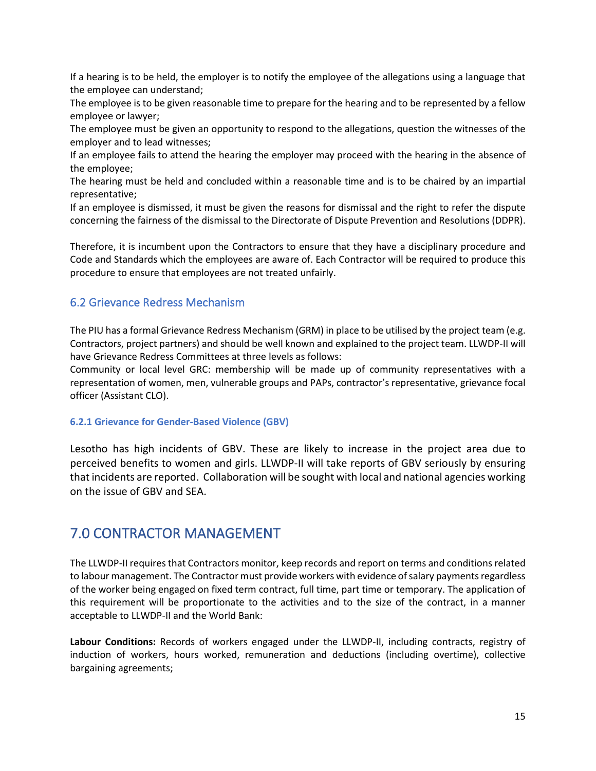If a hearing is to be held, the employer is to notify the employee of the allegations using a language that the employee can understand;

The employee is to be given reasonable time to prepare for the hearing and to be represented by a fellow employee or lawyer;

The employee must be given an opportunity to respond to the allegations, question the witnesses of the employer and to lead witnesses;

If an employee fails to attend the hearing the employer may proceed with the hearing in the absence of the employee;

The hearing must be held and concluded within a reasonable time and is to be chaired by an impartial representative;

If an employee is dismissed, it must be given the reasons for dismissal and the right to refer the dispute concerning the fairness of the dismissal to the Directorate of Dispute Prevention and Resolutions (DDPR).

Therefore, it is incumbent upon the Contractors to ensure that they have a disciplinary procedure and Code and Standards which the employees are aware of. Each Contractor will be required to produce this procedure to ensure that employees are not treated unfairly.

## 6.2 Grievance Redress Mechanism

The PIU has a formal Grievance Redress Mechanism (GRM) in place to be utilised by the project team (e.g. Contractors, project partners) and should be well known and explained to the project team. LLWDP-II will have Grievance Redress Committees at three levels as follows:

Community or local level GRC: membership will be made up of community representatives with a representation of women, men, vulnerable groups and PAPs, contractor's representative, grievance focal officer (Assistant CLO).

### 6.2.1 Grievance for Gender-Based Violence (GBV)

Lesotho has high incidents of GBV. These are likely to increase in the project area due to perceived benefits to women and girls. LLWDP-II will take reports of GBV seriously by ensuring that incidents are reported. Collaboration will be sought with local and national agencies working on the issue of GBV and SEA.

# 7.0 CONTRACTOR MANAGEMENT

The LLWDP-II requires that Contractors monitor, keep records and report on terms and conditions related to labour management. The Contractor must provide workers with evidence of salary payments regardless of the worker being engaged on fixed term contract, full time, part time or temporary. The application of this requirement will be proportionate to the activities and to the size of the contract, in a manner acceptable to LLWDP-II and the World Bank:

**Labour Conditions:** Records of workers engaged under the LLWDP-II, including contracts, registry of induction of workers, hours worked, remuneration and deductions (including overtime), collective bargaining agreements;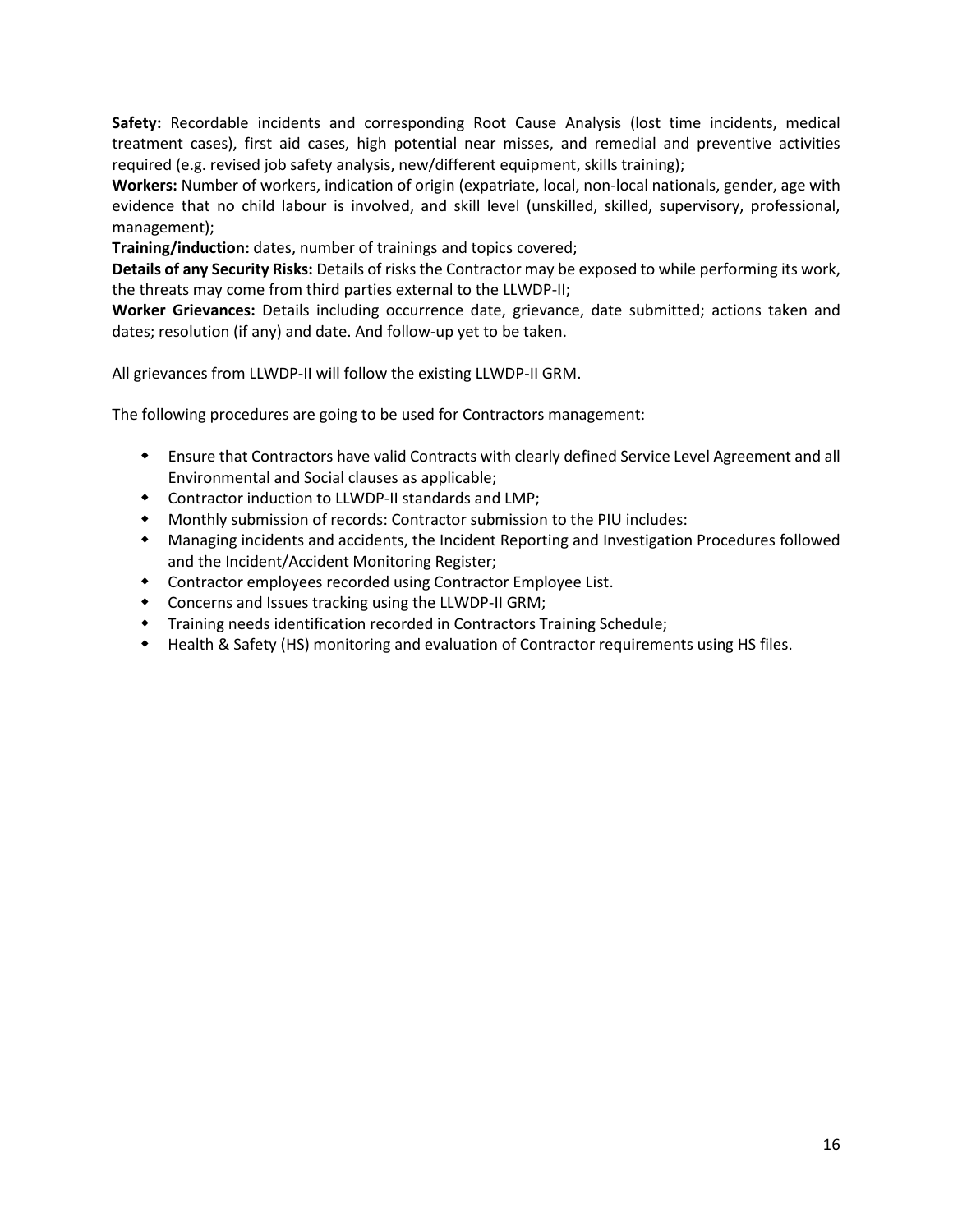**Safety:** Recordable incidents and corresponding Root Cause Analysis (lost time incidents, medical treatment cases), first aid cases, high potential near misses, and remedial and preventive activities required (e.g. revised job safety analysis, new/different equipment, skills training);

**Workers:** Number of workers, indication of origin (expatriate, local, non-local nationals, gender, age with evidence that no child labour is involved, and skill level (unskilled, skilled, supervisory, professional, management);

**Training/induction:** dates, number of trainings and topics covered;

**Details of any Security Risks:** Details of risks the Contractor may be exposed to while performing its work, the threats may come from third parties external to the LLWDP-II;

**Worker Grievances:** Details including occurrence date, grievance, date submitted; actions taken and dates; resolution (if any) and date. And follow-up yet to be taken.

All grievances from LLWDP-II will follow the existing LLWDP-II GRM.

The following procedures are going to be used for Contractors management:

- Ensure that Contractors have valid Contracts with clearly defined Service Level Agreement and all Environmental and Social clauses as applicable;
- Contractor induction to LLWDP-II standards and LMP;
- Monthly submission of records: Contractor submission to the PIU includes:
- Managing incidents and accidents, the Incident Reporting and Investigation Procedures followed and the Incident/Accident Monitoring Register;
- Contractor employees recorded using Contractor Employee List.
- Concerns and Issues tracking using the LLWDP-II GRM;
- Training needs identification recorded in Contractors Training Schedule;
- Health & Safety (HS) monitoring and evaluation of Contractor requirements using HS files.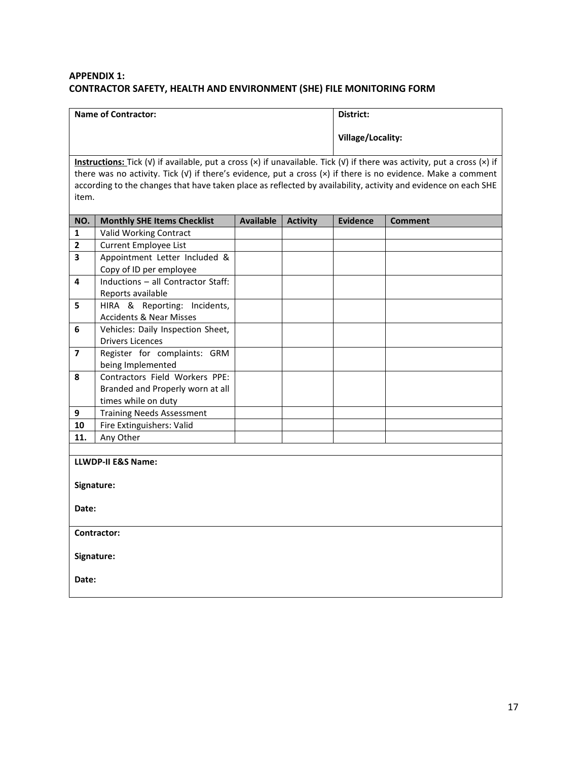**APPENDIX 1:**
**CONTRACTOR SAFETY, HEALTH AND ENVIRONMENT (SHE) FILE MONITORING FORM**

| **Name of Contractor:** | **District:**<br><br>**Village/Locality:** |
|---|---|

**Instructions:** Tick (√) if available, put a cross (×) if unavailable. Tick (√) if there was activity, put a cross (×) if there was no activity. Tick (√) if there's evidence, put a cross (×) if there is no evidence. Make a comment according to the changes that have taken place as reflected by availability, activity and evidence on each SHE item.

| NO. | Monthly SHE Items Checklist | Available | Activity | Evidence | Comment |
|---|---|---|---|---|---|
| 1 | Valid Working Contract | | | | |
| 2 | Current Employee List | | | | |
| 3 | Appointment Letter Included & Copy of ID per employee | | | | |
| 4 | Inductions – all Contractor Staff: Reports available | | | | |
| 5 | HIRA & Reporting: Incidents, Accidents & Near Misses | | | | |
| 6 | Vehicles: Daily Inspection Sheet, Drivers Licences | | | | |
| 7 | Register for complaints: GRM being Implemented | | | | |
| 8 | Contractors Field Workers PPE: Branded and Properly worn at all times while on duty | | | | |
| 9 | Training Needs Assessment | | | | |
| 10 | Fire Extinguishers: Valid | | | | |
| 11. | Any Other | | | | |

**LLWDP-II E&S Name:**

**Signature:**

**Date:**

**Contractor:**

**Signature:**

**Date:**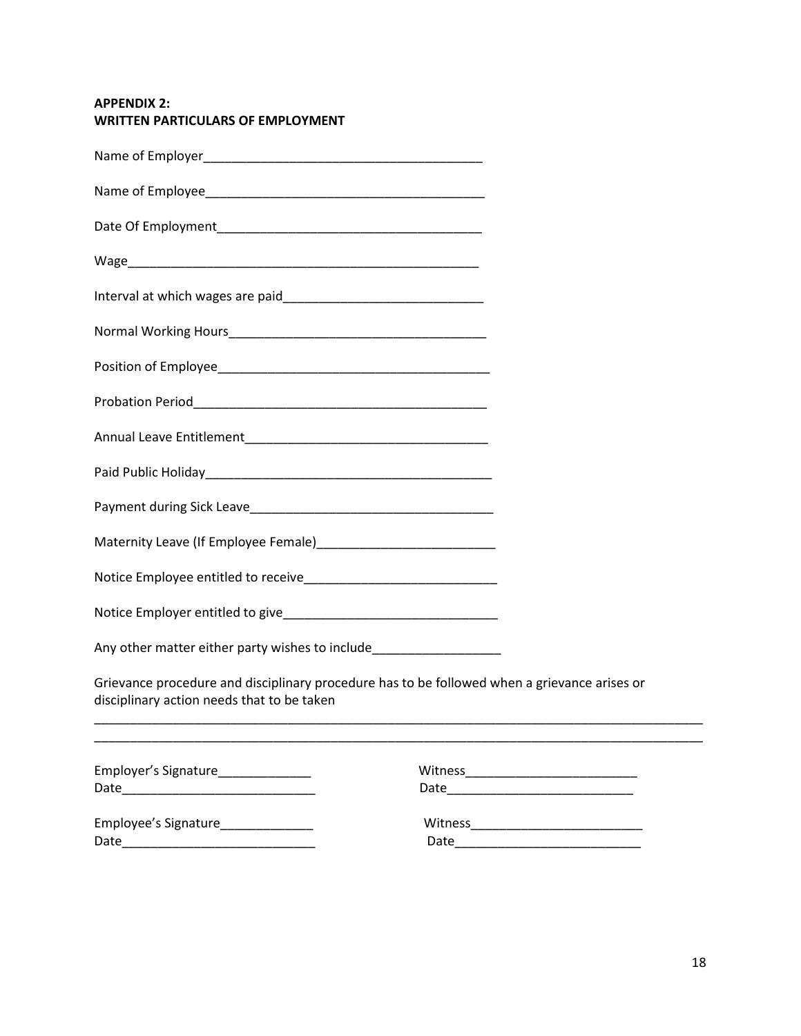**APPENDIX 2:**
**WRITTEN PARTICULARS OF EMPLOYMENT**

Name of Employer_______________________________________

Name of Employee_______________________________________

Date Of Employment_____________________________________

Wage_____________________________________________________

Interval at which wages are paid____________________________

Normal Working Hours____________________________________

Position of Employee______________________________________

Probation Period_________________________________________

Annual Leave Entitlement__________________________________

Paid Public Holiday________________________________________

Payment during Sick Leave__________________________________

Maternity Leave (If Employee Female)________________________

Notice Employee entitled to receive__________________________

Notice Employer entitled to give_____________________________

Any other matter either party wishes to include_________________

Grievance procedure and disciplinary procedure has to be followed when a grievance arises or disciplinary action needs that to be taken

_____________________________________________________________________________________

_____________________________________________________________________________________

Employer's Signature_____________
Date___________________________

Witness________________________
Date__________________________

Employee's Signature_____________
Date___________________________

Witness________________________
Date__________________________